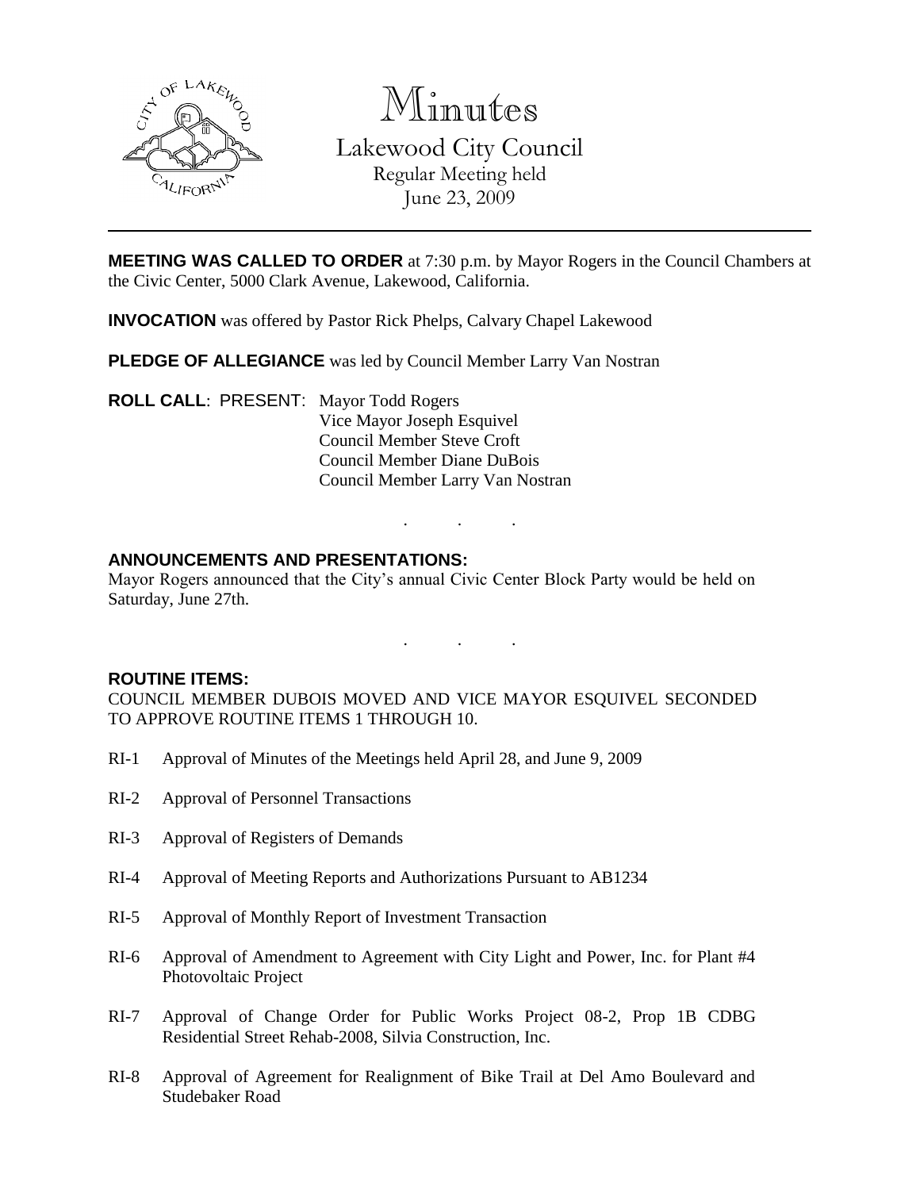# Minutes

Lakewood City Council
Regular Meeting held
June 23, 2009

**MEETING WAS CALLED TO ORDER** at 7:30 p.m. by Mayor Rogers in the Council Chambers at the Civic Center, 5000 Clark Avenue, Lakewood, California.

**INVOCATION** was offered by Pastor Rick Phelps, Calvary Chapel Lakewood

**PLEDGE OF ALLEGIANCE** was led by Council Member Larry Van Nostran

**ROLL CALL**: PRESENT: Mayor Todd Rogers
Vice Mayor Joseph Esquivel
Council Member Steve Croft
Council Member Diane DuBois
Council Member Larry Van Nostran

. . .

**ANNOUNCEMENTS AND PRESENTATIONS:**
Mayor Rogers announced that the City's annual Civic Center Block Party would be held on Saturday, June 27th.

. . .

**ROUTINE ITEMS:**
COUNCIL MEMBER DUBOIS MOVED AND VICE MAYOR ESQUIVEL SECONDED TO APPROVE ROUTINE ITEMS 1 THROUGH 10.

RI-1 Approval of Minutes of the Meetings held April 28, and June 9, 2009

RI-2 Approval of Personnel Transactions

RI-3 Approval of Registers of Demands

RI-4 Approval of Meeting Reports and Authorizations Pursuant to AB1234

RI-5 Approval of Monthly Report of Investment Transaction

RI-6 Approval of Amendment to Agreement with City Light and Power, Inc. for Plant #4 Photovoltaic Project

RI-7 Approval of Change Order for Public Works Project 08-2, Prop 1B CDBG Residential Street Rehab-2008, Silvia Construction, Inc.

RI-8 Approval of Agreement for Realignment of Bike Trail at Del Amo Boulevard and Studebaker Road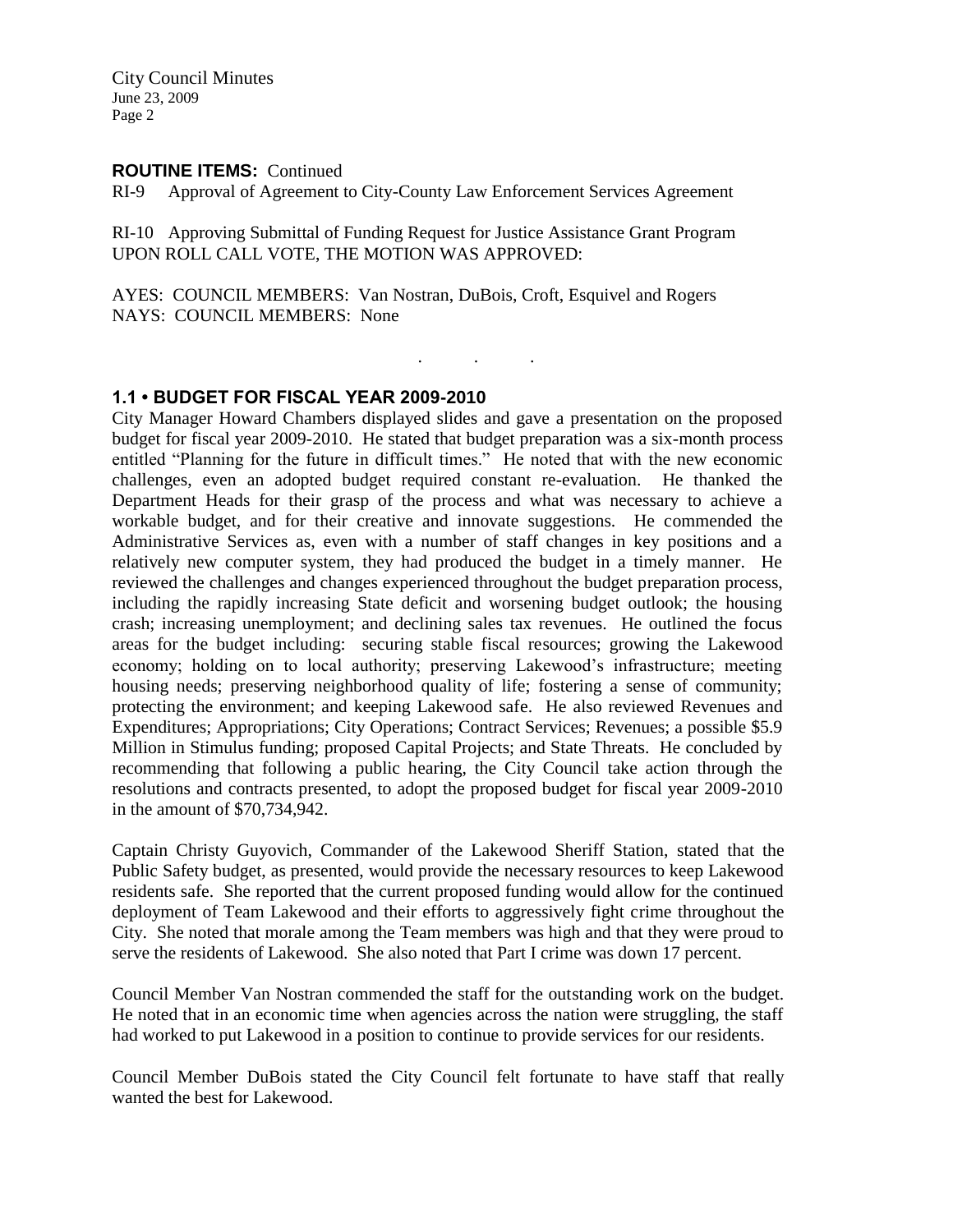**ROUTINE ITEMS:** Continued

RI-9 Approval of Agreement to City-County Law Enforcement Services Agreement

RI-10 Approving Submittal of Funding Request for Justice Assistance Grant Program
UPON ROLL CALL VOTE, THE MOTION WAS APPROVED:

AYES: COUNCIL MEMBERS: Van Nostran, DuBois, Croft, Esquivel and Rogers
NAYS: COUNCIL MEMBERS: None

. . .

### 1.1 • BUDGET FOR FISCAL YEAR 2009-2010

City Manager Howard Chambers displayed slides and gave a presentation on the proposed budget for fiscal year 2009-2010. He stated that budget preparation was a six-month process entitled "Planning for the future in difficult times." He noted that with the new economic challenges, even an adopted budget required constant re-evaluation. He thanked the Department Heads for their grasp of the process and what was necessary to achieve a workable budget, and for their creative and innovate suggestions. He commended the Administrative Services as, even with a number of staff changes in key positions and a relatively new computer system, they had produced the budget in a timely manner. He reviewed the challenges and changes experienced throughout the budget preparation process, including the rapidly increasing State deficit and worsening budget outlook; the housing crash; increasing unemployment; and declining sales tax revenues. He outlined the focus areas for the budget including: securing stable fiscal resources; growing the Lakewood economy; holding on to local authority; preserving Lakewood's infrastructure; meeting housing needs; preserving neighborhood quality of life; fostering a sense of community; protecting the environment; and keeping Lakewood safe. He also reviewed Revenues and Expenditures; Appropriations; City Operations; Contract Services; Revenues; a possible $5.9 Million in Stimulus funding; proposed Capital Projects; and State Threats. He concluded by recommending that following a public hearing, the City Council take action through the resolutions and contracts presented, to adopt the proposed budget for fiscal year 2009-2010 in the amount of $70,734,942.

Captain Christy Guyovich, Commander of the Lakewood Sheriff Station, stated that the Public Safety budget, as presented, would provide the necessary resources to keep Lakewood residents safe. She reported that the current proposed funding would allow for the continued deployment of Team Lakewood and their efforts to aggressively fight crime throughout the City. She noted that morale among the Team members was high and that they were proud to serve the residents of Lakewood. She also noted that Part I crime was down 17 percent.

Council Member Van Nostran commended the staff for the outstanding work on the budget. He noted that in an economic time when agencies across the nation were struggling, the staff had worked to put Lakewood in a position to continue to provide services for our residents.

Council Member DuBois stated the City Council felt fortunate to have staff that really wanted the best for Lakewood.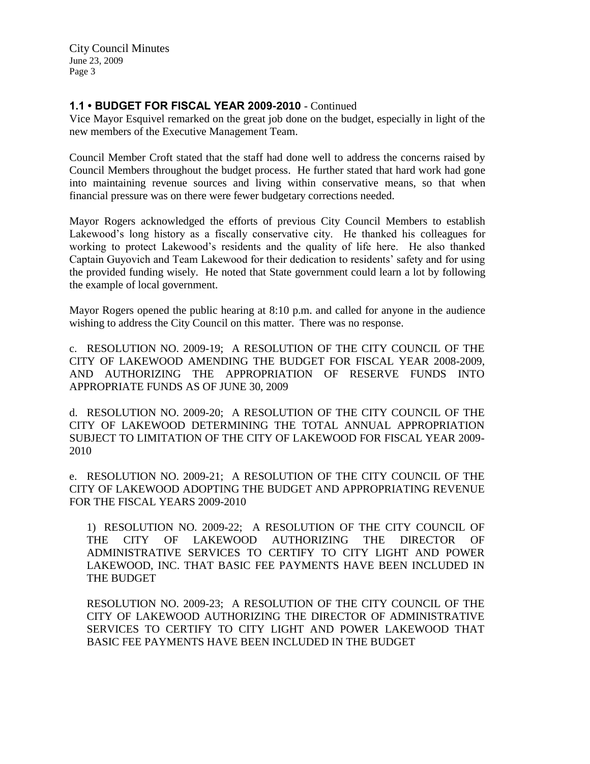### 1.1 • BUDGET FOR FISCAL YEAR 2009-2010 - Continued

Vice Mayor Esquivel remarked on the great job done on the budget, especially in light of the new members of the Executive Management Team.

Council Member Croft stated that the staff had done well to address the concerns raised by Council Members throughout the budget process. He further stated that hard work had gone into maintaining revenue sources and living within conservative means, so that when financial pressure was on there were fewer budgetary corrections needed.

Mayor Rogers acknowledged the efforts of previous City Council Members to establish Lakewood's long history as a fiscally conservative city. He thanked his colleagues for working to protect Lakewood's residents and the quality of life here. He also thanked Captain Guyovich and Team Lakewood for their dedication to residents' safety and for using the provided funding wisely. He noted that State government could learn a lot by following the example of local government.

Mayor Rogers opened the public hearing at 8:10 p.m. and called for anyone in the audience wishing to address the City Council on this matter. There was no response.

c. RESOLUTION NO. 2009-19; A RESOLUTION OF THE CITY COUNCIL OF THE CITY OF LAKEWOOD AMENDING THE BUDGET FOR FISCAL YEAR 2008-2009, AND AUTHORIZING THE APPROPRIATION OF RESERVE FUNDS INTO APPROPRIATE FUNDS AS OF JUNE 30, 2009

d. RESOLUTION NO. 2009-20; A RESOLUTION OF THE CITY COUNCIL OF THE CITY OF LAKEWOOD DETERMINING THE TOTAL ANNUAL APPROPRIATION SUBJECT TO LIMITATION OF THE CITY OF LAKEWOOD FOR FISCAL YEAR 2009-2010

e. RESOLUTION NO. 2009-21; A RESOLUTION OF THE CITY COUNCIL OF THE CITY OF LAKEWOOD ADOPTING THE BUDGET AND APPROPRIATING REVENUE FOR THE FISCAL YEARS 2009-2010

1) RESOLUTION NO. 2009-22; A RESOLUTION OF THE CITY COUNCIL OF THE CITY OF LAKEWOOD AUTHORIZING THE DIRECTOR OF ADMINISTRATIVE SERVICES TO CERTIFY TO CITY LIGHT AND POWER LAKEWOOD, INC. THAT BASIC FEE PAYMENTS HAVE BEEN INCLUDED IN THE BUDGET

RESOLUTION NO. 2009-23; A RESOLUTION OF THE CITY COUNCIL OF THE CITY OF LAKEWOOD AUTHORIZING THE DIRECTOR OF ADMINISTRATIVE SERVICES TO CERTIFY TO CITY LIGHT AND POWER LAKEWOOD THAT BASIC FEE PAYMENTS HAVE BEEN INCLUDED IN THE BUDGET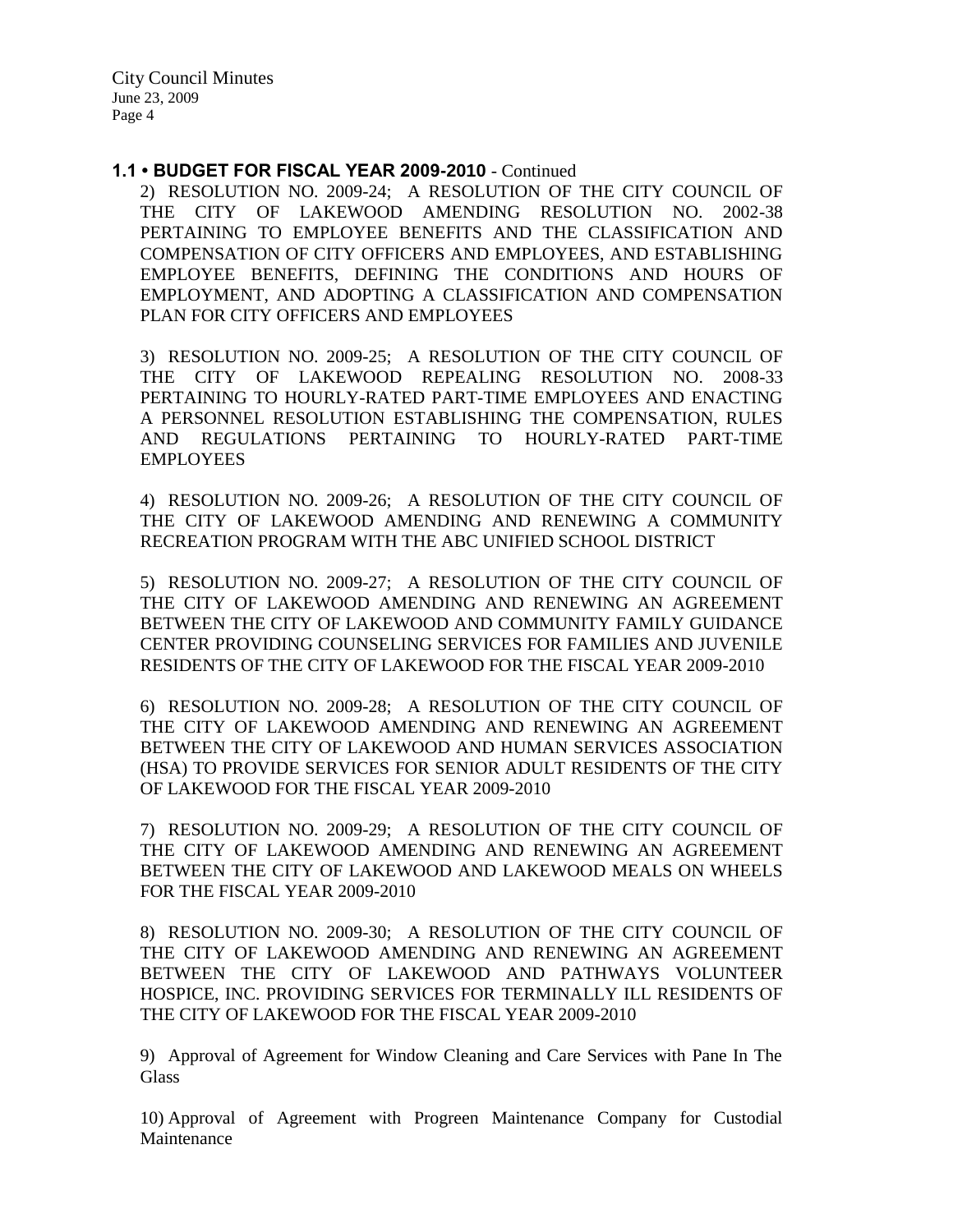**1.1 • BUDGET FOR FISCAL YEAR 2009-2010** - Continued

2) RESOLUTION NO. 2009-24; A RESOLUTION OF THE CITY COUNCIL OF THE CITY OF LAKEWOOD AMENDING RESOLUTION NO. 2002-38 PERTAINING TO EMPLOYEE BENEFITS AND THE CLASSIFICATION AND COMPENSATION OF CITY OFFICERS AND EMPLOYEES, AND ESTABLISHING EMPLOYEE BENEFITS, DEFINING THE CONDITIONS AND HOURS OF EMPLOYMENT, AND ADOPTING A CLASSIFICATION AND COMPENSATION PLAN FOR CITY OFFICERS AND EMPLOYEES

3) RESOLUTION NO. 2009-25; A RESOLUTION OF THE CITY COUNCIL OF THE CITY OF LAKEWOOD REPEALING RESOLUTION NO. 2008-33 PERTAINING TO HOURLY-RATED PART-TIME EMPLOYEES AND ENACTING A PERSONNEL RESOLUTION ESTABLISHING THE COMPENSATION, RULES AND REGULATIONS PERTAINING TO HOURLY-RATED PART-TIME EMPLOYEES

4) RESOLUTION NO. 2009-26; A RESOLUTION OF THE CITY COUNCIL OF THE CITY OF LAKEWOOD AMENDING AND RENEWING A COMMUNITY RECREATION PROGRAM WITH THE ABC UNIFIED SCHOOL DISTRICT

5) RESOLUTION NO. 2009-27; A RESOLUTION OF THE CITY COUNCIL OF THE CITY OF LAKEWOOD AMENDING AND RENEWING AN AGREEMENT BETWEEN THE CITY OF LAKEWOOD AND COMMUNITY FAMILY GUIDANCE CENTER PROVIDING COUNSELING SERVICES FOR FAMILIES AND JUVENILE RESIDENTS OF THE CITY OF LAKEWOOD FOR THE FISCAL YEAR 2009-2010

6) RESOLUTION NO. 2009-28; A RESOLUTION OF THE CITY COUNCIL OF THE CITY OF LAKEWOOD AMENDING AND RENEWING AN AGREEMENT BETWEEN THE CITY OF LAKEWOOD AND HUMAN SERVICES ASSOCIATION (HSA) TO PROVIDE SERVICES FOR SENIOR ADULT RESIDENTS OF THE CITY OF LAKEWOOD FOR THE FISCAL YEAR 2009-2010

7) RESOLUTION NO. 2009-29; A RESOLUTION OF THE CITY COUNCIL OF THE CITY OF LAKEWOOD AMENDING AND RENEWING AN AGREEMENT BETWEEN THE CITY OF LAKEWOOD AND LAKEWOOD MEALS ON WHEELS FOR THE FISCAL YEAR 2009-2010

8) RESOLUTION NO. 2009-30; A RESOLUTION OF THE CITY COUNCIL OF THE CITY OF LAKEWOOD AMENDING AND RENEWING AN AGREEMENT BETWEEN THE CITY OF LAKEWOOD AND PATHWAYS VOLUNTEER HOSPICE, INC. PROVIDING SERVICES FOR TERMINALLY ILL RESIDENTS OF THE CITY OF LAKEWOOD FOR THE FISCAL YEAR 2009-2010

9) Approval of Agreement for Window Cleaning and Care Services with Pane In The Glass

10) Approval of Agreement with Progreen Maintenance Company for Custodial Maintenance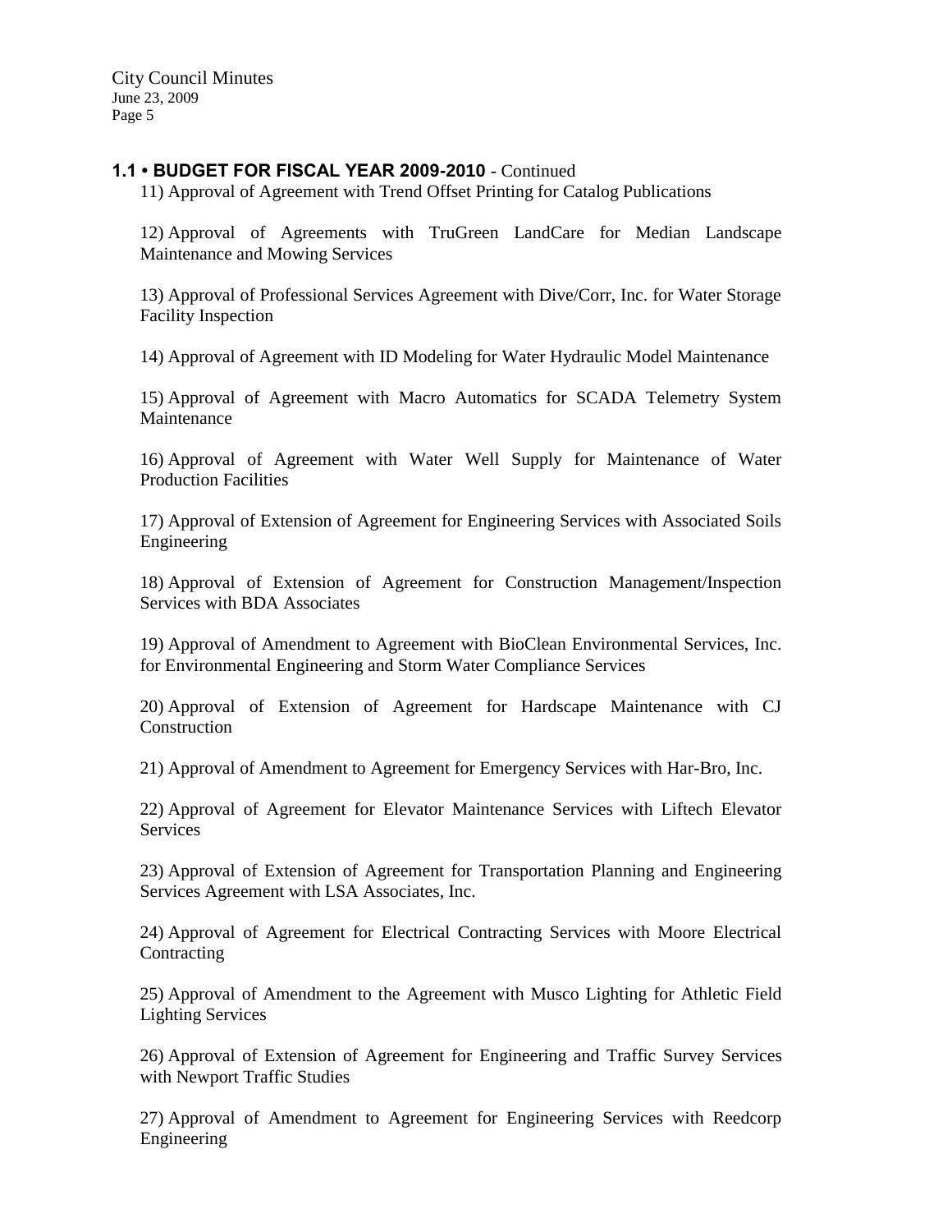**1.1 • BUDGET FOR FISCAL YEAR 2009-2010** - Continued

11) Approval of Agreement with Trend Offset Printing for Catalog Publications

12) Approval of Agreements with TruGreen LandCare for Median Landscape Maintenance and Mowing Services

13) Approval of Professional Services Agreement with Dive/Corr, Inc. for Water Storage Facility Inspection

14) Approval of Agreement with ID Modeling for Water Hydraulic Model Maintenance

15) Approval of Agreement with Macro Automatics for SCADA Telemetry System Maintenance

16) Approval of Agreement with Water Well Supply for Maintenance of Water Production Facilities

17) Approval of Extension of Agreement for Engineering Services with Associated Soils Engineering

18) Approval of Extension of Agreement for Construction Management/Inspection Services with BDA Associates

19) Approval of Amendment to Agreement with BioClean Environmental Services, Inc. for Environmental Engineering and Storm Water Compliance Services

20) Approval of Extension of Agreement for Hardscape Maintenance with CJ Construction

21) Approval of Amendment to Agreement for Emergency Services with Har-Bro, Inc.

22) Approval of Agreement for Elevator Maintenance Services with Liftech Elevator Services

23) Approval of Extension of Agreement for Transportation Planning and Engineering Services Agreement with LSA Associates, Inc.

24) Approval of Agreement for Electrical Contracting Services with Moore Electrical Contracting

25) Approval of Amendment to the Agreement with Musco Lighting for Athletic Field Lighting Services

26) Approval of Extension of Agreement for Engineering and Traffic Survey Services with Newport Traffic Studies

27) Approval of Amendment to Agreement for Engineering Services with Reedcorp Engineering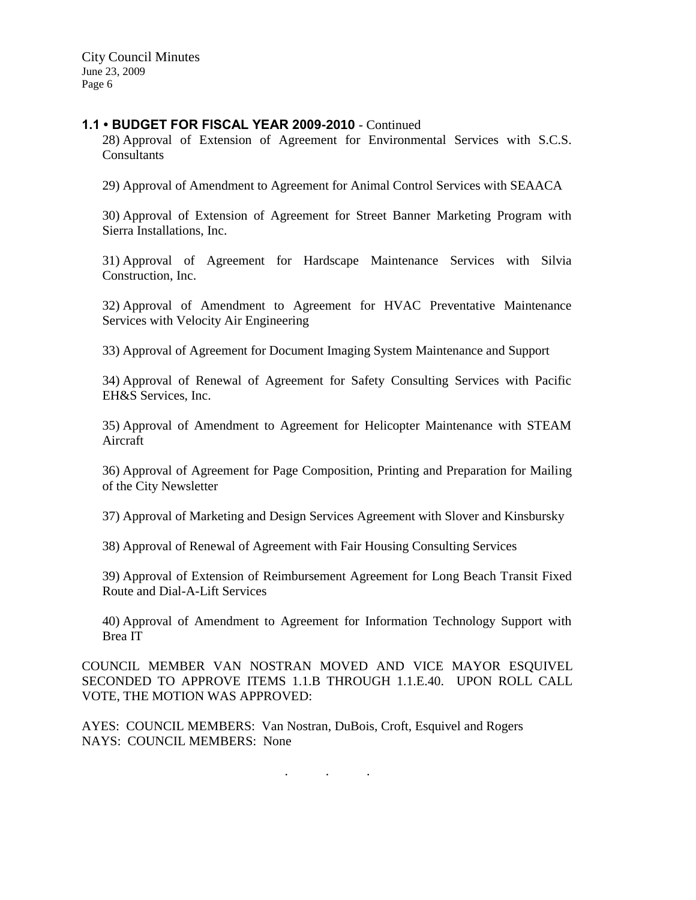### 1.1 • BUDGET FOR FISCAL YEAR 2009-2010 - Continued

28) Approval of Extension of Agreement for Environmental Services with S.C.S. Consultants

29) Approval of Amendment to Agreement for Animal Control Services with SEAACA

30) Approval of Extension of Agreement for Street Banner Marketing Program with Sierra Installations, Inc.

31) Approval of Agreement for Hardscape Maintenance Services with Silvia Construction, Inc.

32) Approval of Amendment to Agreement for HVAC Preventative Maintenance Services with Velocity Air Engineering

33) Approval of Agreement for Document Imaging System Maintenance and Support

34) Approval of Renewal of Agreement for Safety Consulting Services with Pacific EH&S Services, Inc.

35) Approval of Amendment to Agreement for Helicopter Maintenance with STEAM Aircraft

36) Approval of Agreement for Page Composition, Printing and Preparation for Mailing of the City Newsletter

37) Approval of Marketing and Design Services Agreement with Slover and Kinsbursky

38) Approval of Renewal of Agreement with Fair Housing Consulting Services

39) Approval of Extension of Reimbursement Agreement for Long Beach Transit Fixed Route and Dial-A-Lift Services

40) Approval of Amendment to Agreement for Information Technology Support with Brea IT

COUNCIL MEMBER VAN NOSTRAN MOVED AND VICE MAYOR ESQUIVEL SECONDED TO APPROVE ITEMS 1.1.B THROUGH 1.1.E.40. UPON ROLL CALL VOTE, THE MOTION WAS APPROVED:

AYES: COUNCIL MEMBERS: Van Nostran, DuBois, Croft, Esquivel and Rogers
NAYS: COUNCIL MEMBERS: None

. . .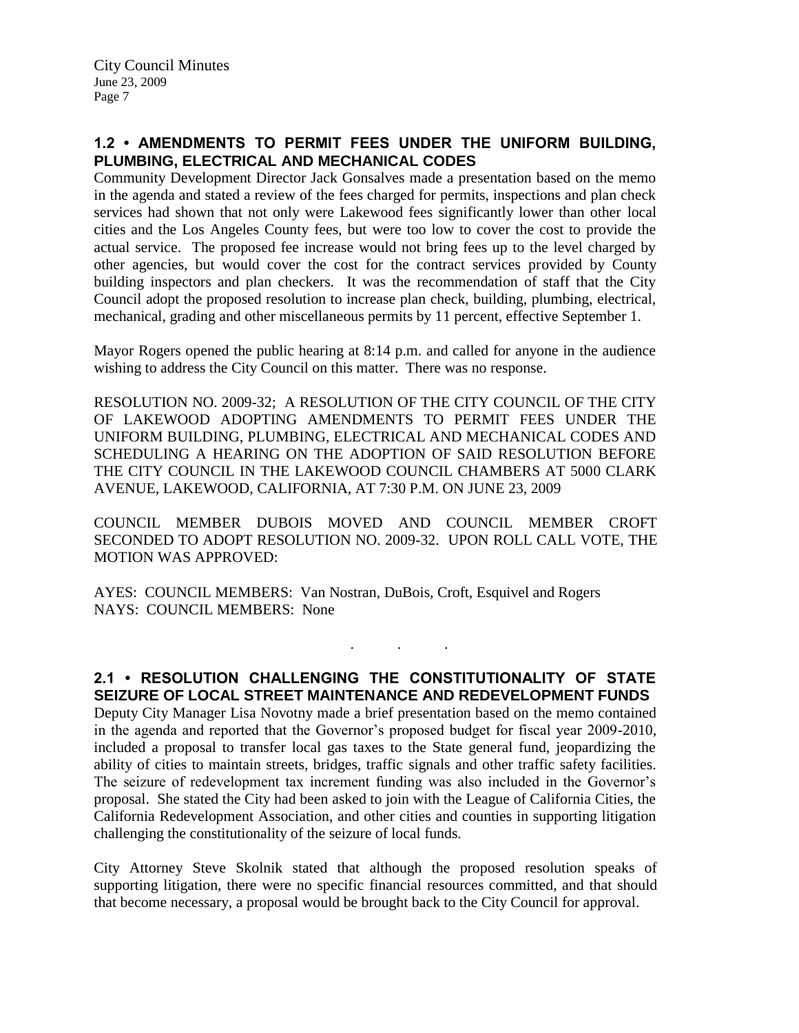## 1.2 • AMENDMENTS TO PERMIT FEES UNDER THE UNIFORM BUILDING, PLUMBING, ELECTRICAL AND MECHANICAL CODES

Community Development Director Jack Gonsalves made a presentation based on the memo in the agenda and stated a review of the fees charged for permits, inspections and plan check services had shown that not only were Lakewood fees significantly lower than other local cities and the Los Angeles County fees, but were too low to cover the cost to provide the actual service. The proposed fee increase would not bring fees up to the level charged by other agencies, but would cover the cost for the contract services provided by County building inspectors and plan checkers. It was the recommendation of staff that the City Council adopt the proposed resolution to increase plan check, building, plumbing, electrical, mechanical, grading and other miscellaneous permits by 11 percent, effective September 1.

Mayor Rogers opened the public hearing at 8:14 p.m. and called for anyone in the audience wishing to address the City Council on this matter. There was no response.

RESOLUTION NO. 2009-32; A RESOLUTION OF THE CITY COUNCIL OF THE CITY OF LAKEWOOD ADOPTING AMENDMENTS TO PERMIT FEES UNDER THE UNIFORM BUILDING, PLUMBING, ELECTRICAL AND MECHANICAL CODES AND SCHEDULING A HEARING ON THE ADOPTION OF SAID RESOLUTION BEFORE THE CITY COUNCIL IN THE LAKEWOOD COUNCIL CHAMBERS AT 5000 CLARK AVENUE, LAKEWOOD, CALIFORNIA, AT 7:30 P.M. ON JUNE 23, 2009

COUNCIL MEMBER DUBOIS MOVED AND COUNCIL MEMBER CROFT SECONDED TO ADOPT RESOLUTION NO. 2009-32. UPON ROLL CALL VOTE, THE MOTION WAS APPROVED:

AYES: COUNCIL MEMBERS: Van Nostran, DuBois, Croft, Esquivel and Rogers
NAYS: COUNCIL MEMBERS: None

. . .

## 2.1 • RESOLUTION CHALLENGING THE CONSTITUTIONALITY OF STATE SEIZURE OF LOCAL STREET MAINTENANCE AND REDEVELOPMENT FUNDS

Deputy City Manager Lisa Novotny made a brief presentation based on the memo contained in the agenda and reported that the Governor's proposed budget for fiscal year 2009-2010, included a proposal to transfer local gas taxes to the State general fund, jeopardizing the ability of cities to maintain streets, bridges, traffic signals and other traffic safety facilities. The seizure of redevelopment tax increment funding was also included in the Governor's proposal. She stated the City had been asked to join with the League of California Cities, the California Redevelopment Association, and other cities and counties in supporting litigation challenging the constitutionality of the seizure of local funds.

City Attorney Steve Skolnik stated that although the proposed resolution speaks of supporting litigation, there were no specific financial resources committed, and that should that become necessary, a proposal would be brought back to the City Council for approval.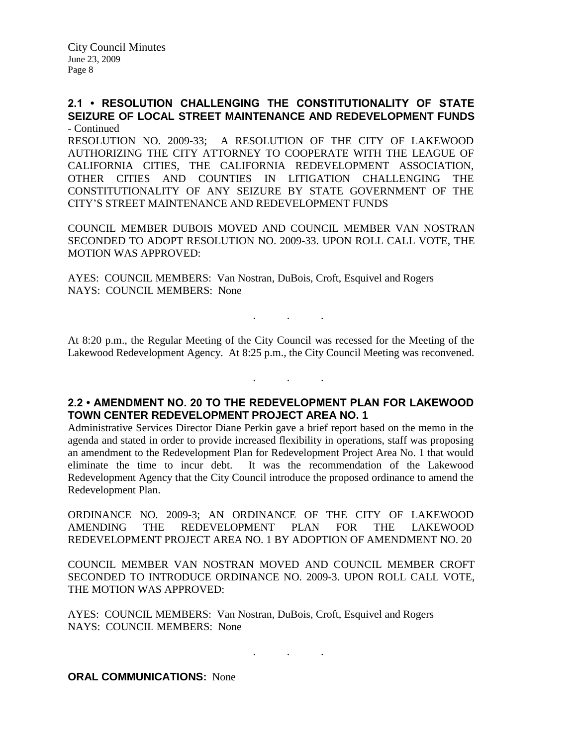## 2.1 • RESOLUTION CHALLENGING THE CONSTITUTIONALITY OF STATE SEIZURE OF LOCAL STREET MAINTENANCE AND REDEVELOPMENT FUNDS - Continued

RESOLUTION NO. 2009-33; A RESOLUTION OF THE CITY OF LAKEWOOD AUTHORIZING THE CITY ATTORNEY TO COOPERATE WITH THE LEAGUE OF CALIFORNIA CITIES, THE CALIFORNIA REDEVELOPMENT ASSOCIATION, OTHER CITIES AND COUNTIES IN LITIGATION CHALLENGING THE CONSTITUTIONALITY OF ANY SEIZURE BY STATE GOVERNMENT OF THE CITY'S STREET MAINTENANCE AND REDEVELOPMENT FUNDS

COUNCIL MEMBER DUBOIS MOVED AND COUNCIL MEMBER VAN NOSTRAN SECONDED TO ADOPT RESOLUTION NO. 2009-33. UPON ROLL CALL VOTE, THE MOTION WAS APPROVED:

AYES: COUNCIL MEMBERS: Van Nostran, DuBois, Croft, Esquivel and Rogers
NAYS: COUNCIL MEMBERS: None

. . .

At 8:20 p.m., the Regular Meeting of the City Council was recessed for the Meeting of the Lakewood Redevelopment Agency. At 8:25 p.m., the City Council Meeting was reconvened.

. . .

## 2.2 • AMENDMENT NO. 20 TO THE REDEVELOPMENT PLAN FOR LAKEWOOD TOWN CENTER REDEVELOPMENT PROJECT AREA NO. 1

Administrative Services Director Diane Perkin gave a brief report based on the memo in the agenda and stated in order to provide increased flexibility in operations, staff was proposing an amendment to the Redevelopment Plan for Redevelopment Project Area No. 1 that would eliminate the time to incur debt. It was the recommendation of the Lakewood Redevelopment Agency that the City Council introduce the proposed ordinance to amend the Redevelopment Plan.

ORDINANCE NO. 2009-3; AN ORDINANCE OF THE CITY OF LAKEWOOD AMENDING THE REDEVELOPMENT PLAN FOR THE LAKEWOOD REDEVELOPMENT PROJECT AREA NO. 1 BY ADOPTION OF AMENDMENT NO. 20

COUNCIL MEMBER VAN NOSTRAN MOVED AND COUNCIL MEMBER CROFT SECONDED TO INTRODUCE ORDINANCE NO. 2009-3. UPON ROLL CALL VOTE, THE MOTION WAS APPROVED:

AYES: COUNCIL MEMBERS: Van Nostran, DuBois, Croft, Esquivel and Rogers
NAYS: COUNCIL MEMBERS: None

. . .

**ORAL COMMUNICATIONS:** None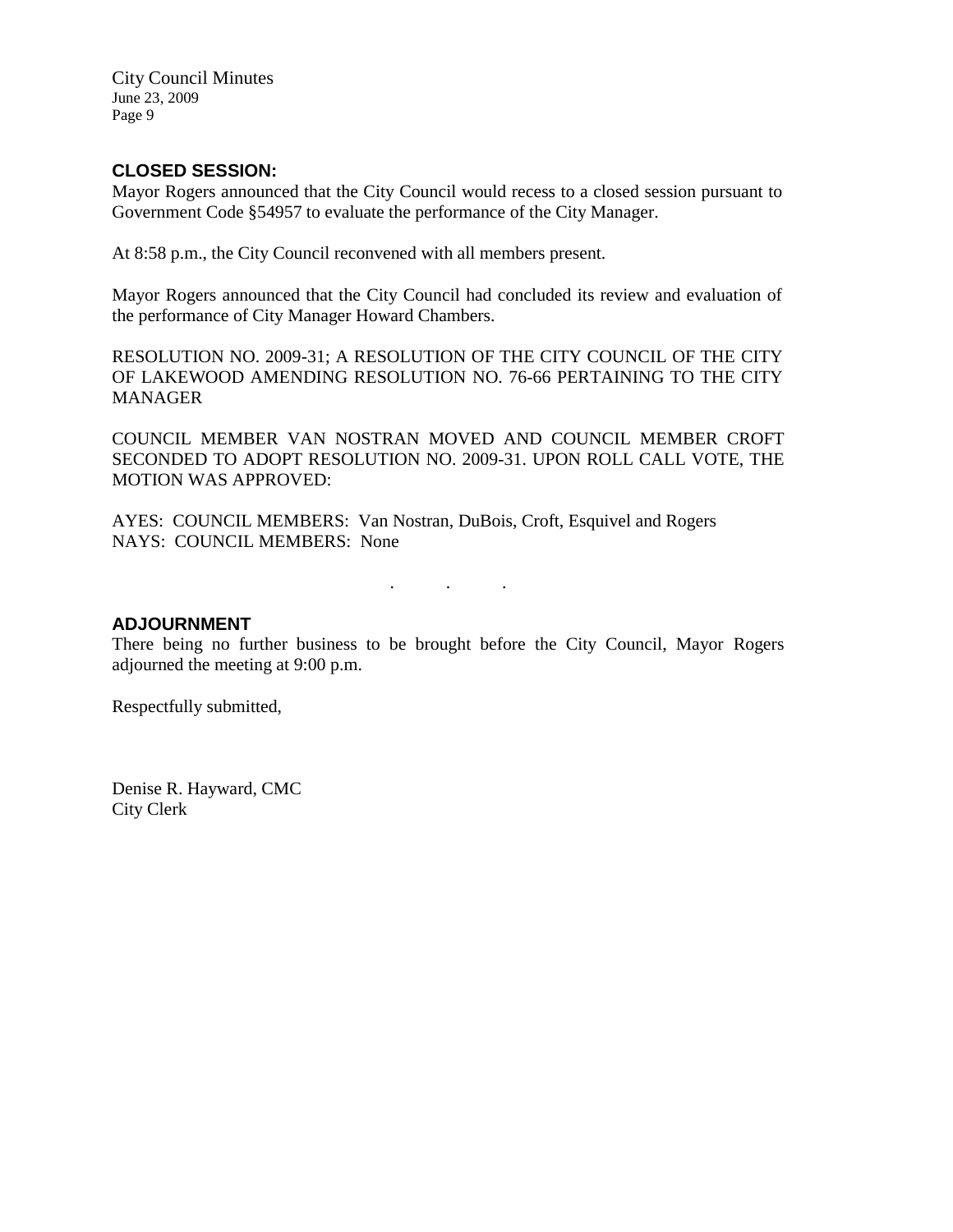## CLOSED SESSION:

Mayor Rogers announced that the City Council would recess to a closed session pursuant to Government Code §54957 to evaluate the performance of the City Manager.

At 8:58 p.m., the City Council reconvened with all members present.

Mayor Rogers announced that the City Council had concluded its review and evaluation of the performance of City Manager Howard Chambers.

RESOLUTION NO. 2009-31; A RESOLUTION OF THE CITY COUNCIL OF THE CITY OF LAKEWOOD AMENDING RESOLUTION NO. 76-66 PERTAINING TO THE CITY MANAGER

COUNCIL MEMBER VAN NOSTRAN MOVED AND COUNCIL MEMBER CROFT SECONDED TO ADOPT RESOLUTION NO. 2009-31. UPON ROLL CALL VOTE, THE MOTION WAS APPROVED:

AYES: COUNCIL MEMBERS: Van Nostran, DuBois, Croft, Esquivel and Rogers
NAYS: COUNCIL MEMBERS: None

. . .

## ADJOURNMENT

There being no further business to be brought before the City Council, Mayor Rogers adjourned the meeting at 9:00 p.m.

Respectfully submitted,

Denise R. Hayward, CMC
City Clerk